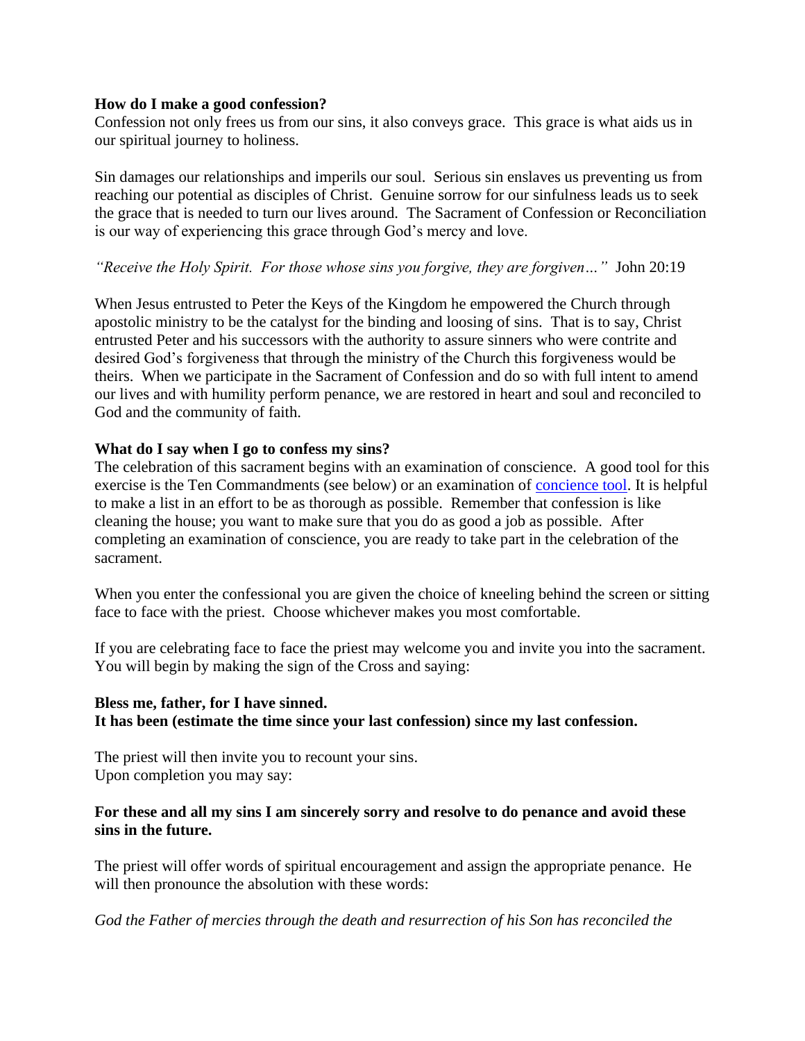**How do I make a good confession?**

Confession not only frees us from our sins, it also conveys grace. This grace is what aids us in our spiritual journey to holiness.

Sin damages our relationships and imperils our soul. Serious sin enslaves us preventing us from reaching our potential as disciples of Christ. Genuine sorrow for our sinfulness leads us to seek the grace that is needed to turn our lives around. The Sacrament of Confession or Reconciliation is our way of experiencing this grace through God's mercy and love.

*"Receive the Holy Spirit. For those whose sins you forgive, they are forgiven…"* John 20:19

When Jesus entrusted to Peter the Keys of the Kingdom he empowered the Church through apostolic ministry to be the catalyst for the binding and loosing of sins. That is to say, Christ entrusted Peter and his successors with the authority to assure sinners who were contrite and desired God's forgiveness that through the ministry of the Church this forgiveness would be theirs. When we participate in the Sacrament of Confession and do so with full intent to amend our lives and with humility perform penance, we are restored in heart and soul and reconciled to God and the community of faith.

**What do I say when I go to confess my sins?**

The celebration of this sacrament begins with an examination of conscience. A good tool for this exercise is the Ten Commandments (see below) or an examination of concience tool. It is helpful to make a list in an effort to be as thorough as possible. Remember that confession is like cleaning the house; you want to make sure that you do as good a job as possible. After completing an examination of conscience, you are ready to take part in the celebration of the sacrament.

When you enter the confessional you are given the choice of kneeling behind the screen or sitting face to face with the priest. Choose whichever makes you most comfortable.

If you are celebrating face to face the priest may welcome you and invite you into the sacrament. You will begin by making the sign of the Cross and saying:

**Bless me, father, for I have sinned.**
**It has been (estimate the time since your last confession) since my last confession.**

The priest will then invite you to recount your sins.
Upon completion you may say:

**For these and all my sins I am sincerely sorry and resolve to do penance and avoid these sins in the future.**

The priest will offer words of spiritual encouragement and assign the appropriate penance. He will then pronounce the absolution with these words:

*God the Father of mercies through the death and resurrection of his Son has reconciled the*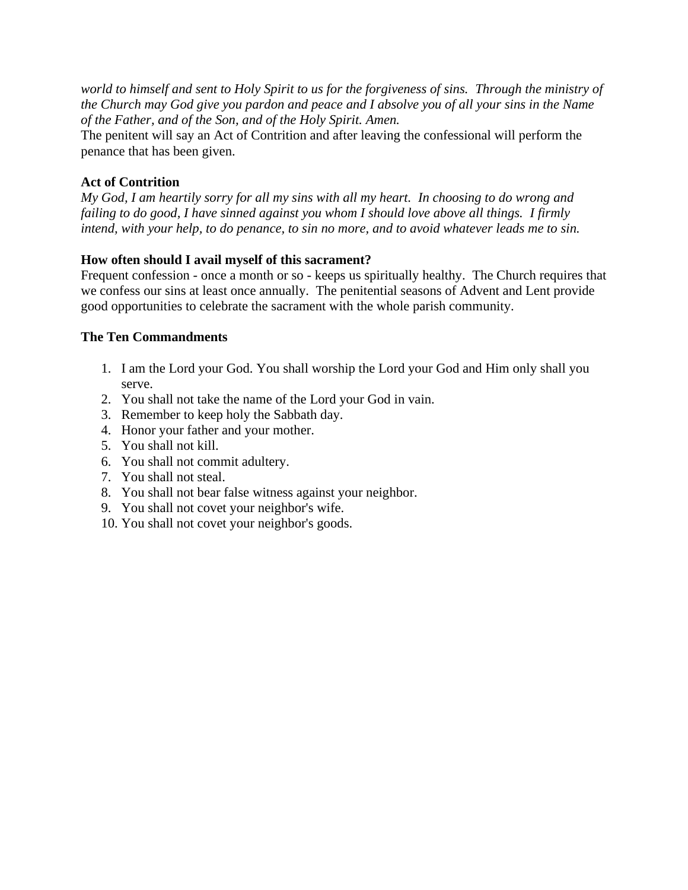*world to himself and sent to Holy Spirit to us for the forgiveness of sins. Through the ministry of the Church may God give you pardon and peace and I absolve you of all your sins in the Name of the Father, and of the Son, and of the Holy Spirit. Amen.*
The penitent will say an Act of Contrition and after leaving the confessional will perform the penance that has been given.

**Act of Contrition**
*My God, I am heartily sorry for all my sins with all my heart. In choosing to do wrong and failing to do good, I have sinned against you whom I should love above all things. I firmly intend, with your help, to do penance, to sin no more, and to avoid whatever leads me to sin.*

**How often should I avail myself of this sacrament?**
Frequent confession - once a month or so - keeps us spiritually healthy. The Church requires that we confess our sins at least once annually. The penitential seasons of Advent and Lent provide good opportunities to celebrate the sacrament with the whole parish community.

**The Ten Commandments**

1. I am the Lord your God. You shall worship the Lord your God and Him only shall you serve.
2. You shall not take the name of the Lord your God in vain.
3. Remember to keep holy the Sabbath day.
4. Honor your father and your mother.
5. You shall not kill.
6. You shall not commit adultery.
7. You shall not steal.
8. You shall not bear false witness against your neighbor.
9. You shall not covet your neighbor's wife.
10. You shall not covet your neighbor's goods.